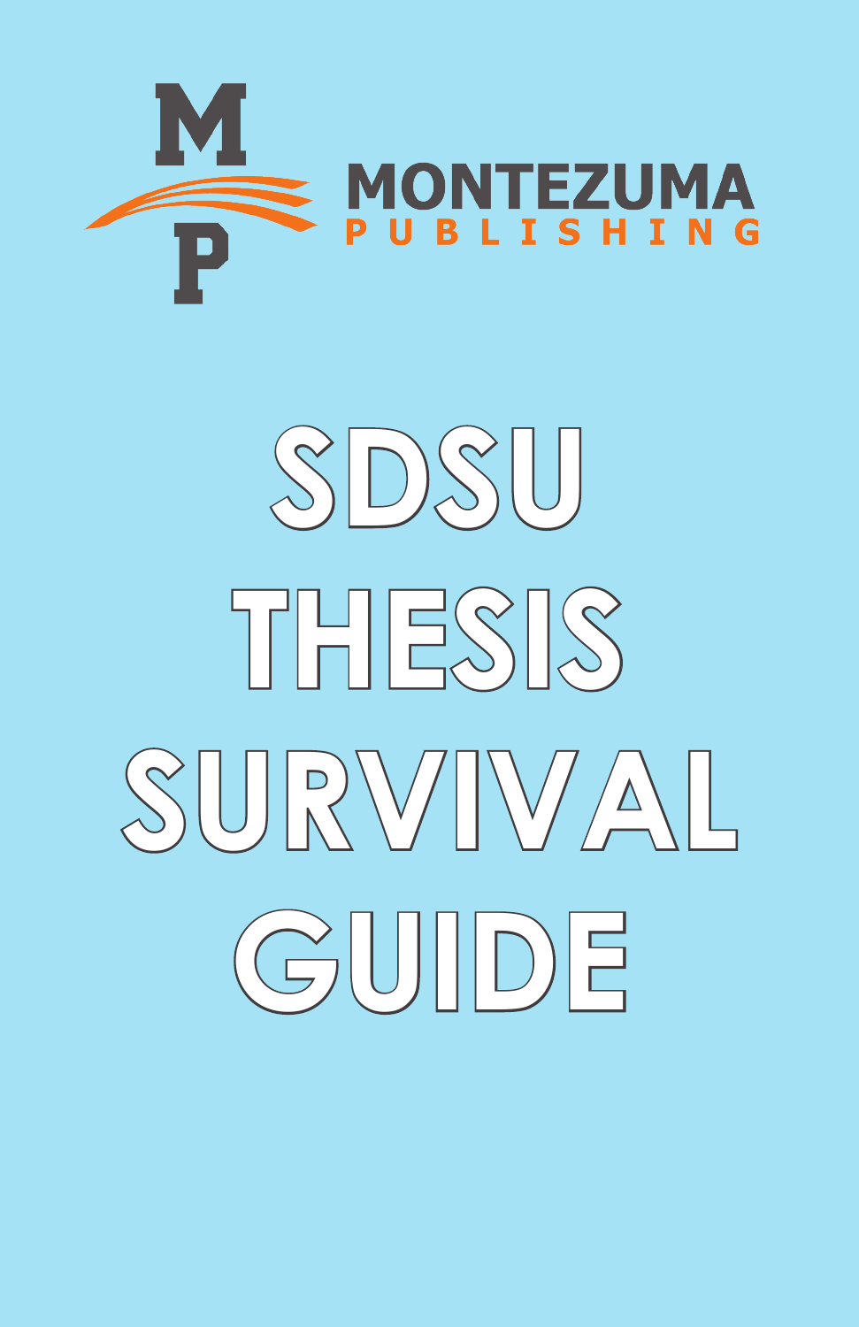MONTEZUMA
PUBLISHING

# SDSU THESIS SURVIVAL GUIDE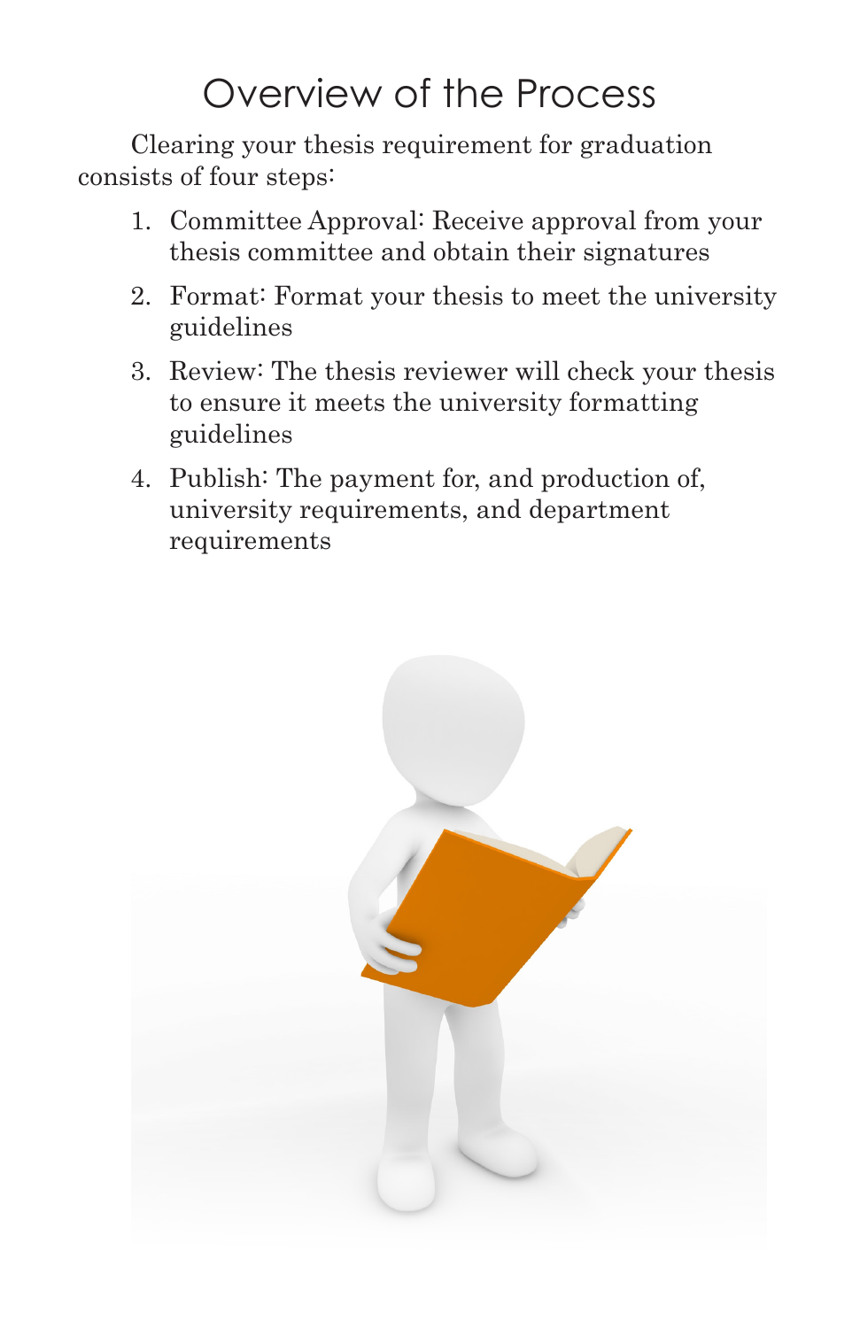# Overview of the Process

Clearing your thesis requirement for graduation consists of four steps:

1. Committee Approval: Receive approval from your thesis committee and obtain their signatures
2. Format: Format your thesis to meet the university guidelines
3. Review: The thesis reviewer will check your thesis to ensure it meets the university formatting guidelines
4. Publish: The payment for, and production of, university requirements, and department requirements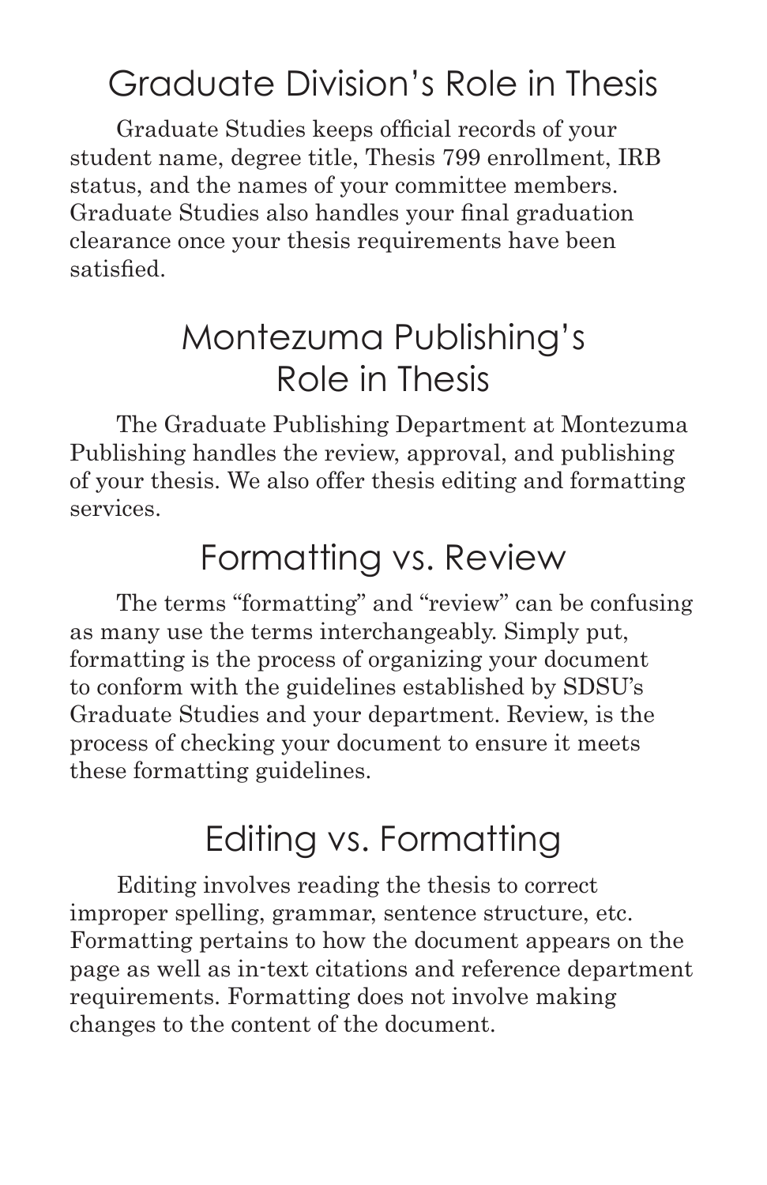## Graduate Division's Role in Thesis

Graduate Studies keeps official records of your student name, degree title, Thesis 799 enrollment, IRB status, and the names of your committee members. Graduate Studies also handles your final graduation clearance once your thesis requirements have been satisfied.

## Montezuma Publishing's Role in Thesis

The Graduate Publishing Department at Montezuma Publishing handles the review, approval, and publishing of your thesis. We also offer thesis editing and formatting services.

## Formatting vs. Review

The terms "formatting" and "review" can be confusing as many use the terms interchangeably. Simply put, formatting is the process of organizing your document to conform with the guidelines established by SDSU's Graduate Studies and your department. Review, is the process of checking your document to ensure it meets these formatting guidelines.

## Editing vs. Formatting

Editing involves reading the thesis to correct improper spelling, grammar, sentence structure, etc. Formatting pertains to how the document appears on the page as well as in-text citations and reference department requirements. Formatting does not involve making changes to the content of the document.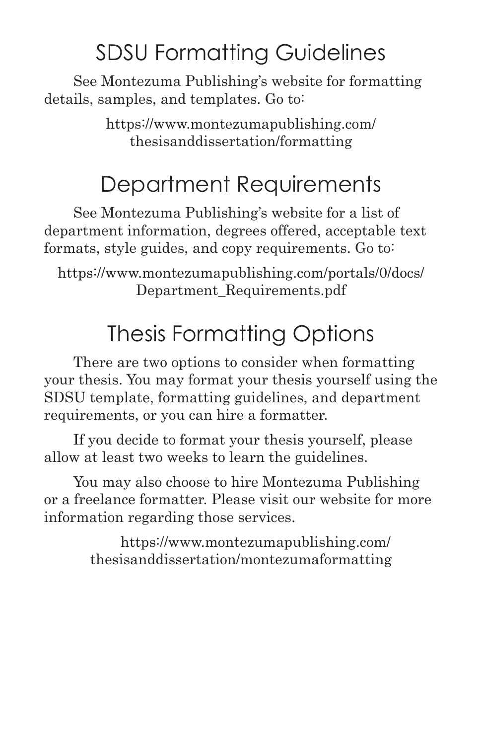## SDSU Formatting Guidelines

See Montezuma Publishing's website for formatting details, samples, and templates. Go to:

https://www.montezumapublishing.com/thesisanddissertation/formatting

## Department Requirements

See Montezuma Publishing's website for a list of department information, degrees offered, acceptable text formats, style guides, and copy requirements. Go to:

https://www.montezumapublishing.com/portals/0/docs/Department_Requirements.pdf

## Thesis Formatting Options

There are two options to consider when formatting your thesis. You may format your thesis yourself using the SDSU template, formatting guidelines, and department requirements, or you can hire a formatter.

If you decide to format your thesis yourself, please allow at least two weeks to learn the guidelines.

You may also choose to hire Montezuma Publishing or a freelance formatter. Please visit our website for more information regarding those services.

https://www.montezumapublishing.com/thesisanddissertation/montezumaformatting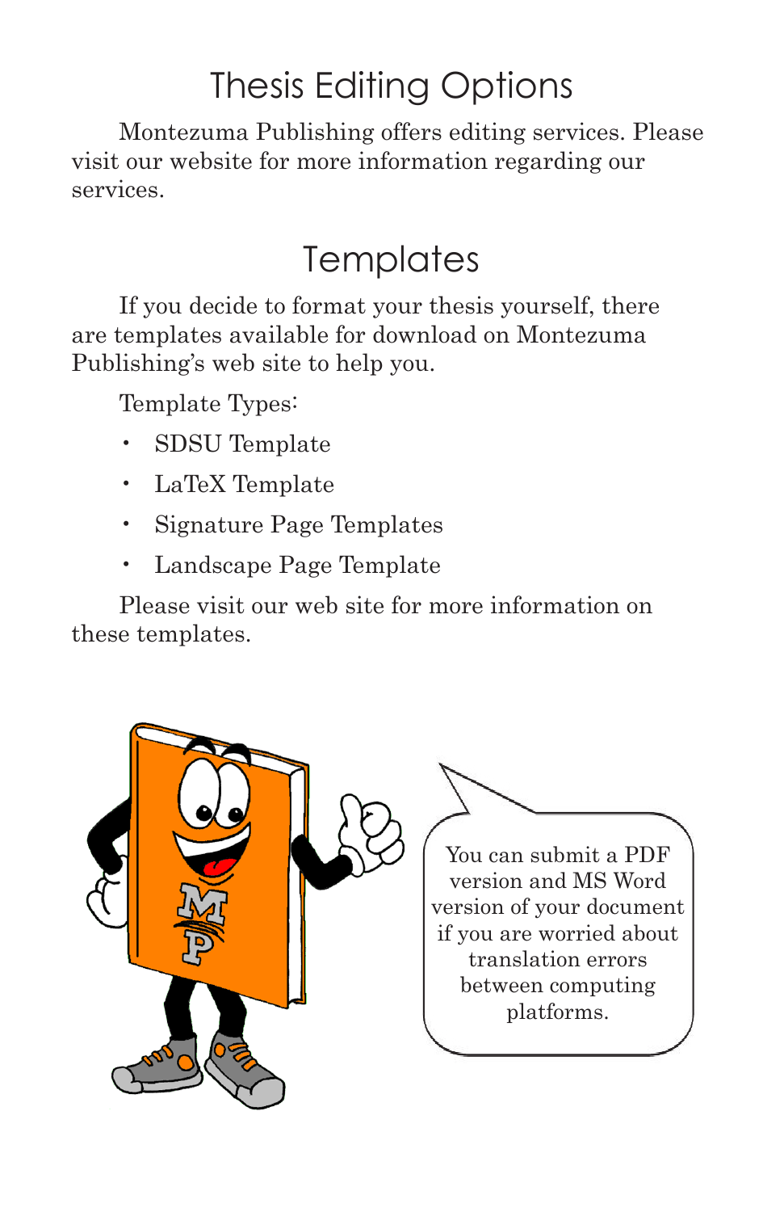# Thesis Editing Options

Montezuma Publishing offers editing services. Please visit our website for more information regarding our services.

# Templates

If you decide to format your thesis yourself, there are templates available for download on Montezuma Publishing's web site to help you.

Template Types:

- SDSU Template
- LaTeX Template
- Signature Page Templates
- Landscape Page Template

Please visit our web site for more information on these templates.

You can submit a PDF version and MS Word version of your document if you are worried about translation errors between computing platforms.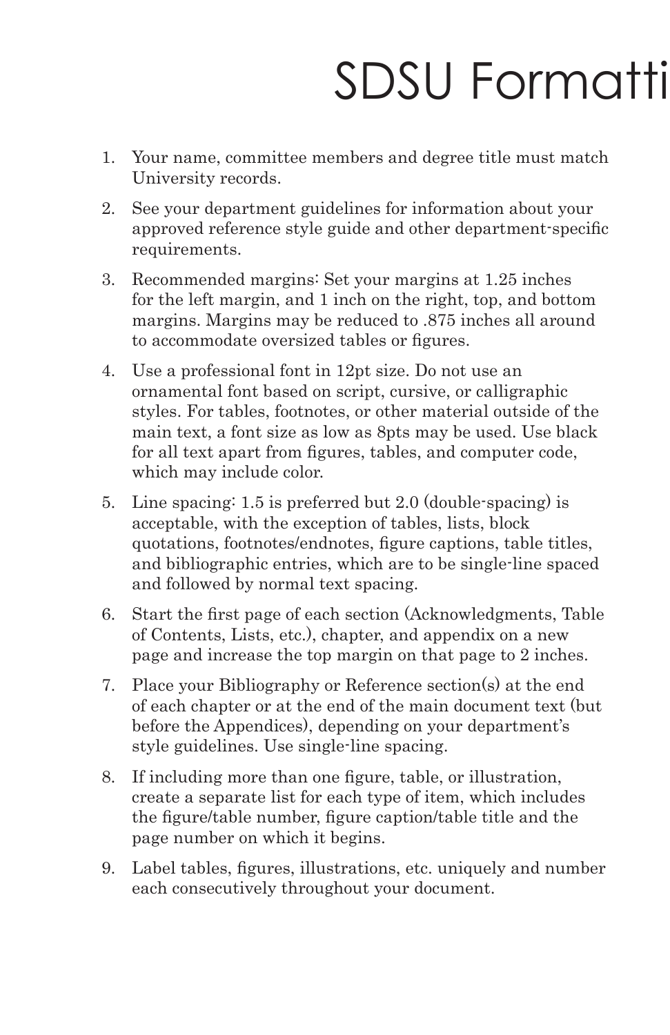# SDSU Formatti

1. Your name, committee members and degree title must match University records.
2. See your department guidelines for information about your approved reference style guide and other department-specific requirements.
3. Recommended margins: Set your margins at 1.25 inches for the left margin, and 1 inch on the right, top, and bottom margins. Margins may be reduced to .875 inches all around to accommodate oversized tables or figures.
4. Use a professional font in 12pt size. Do not use an ornamental font based on script, cursive, or calligraphic styles. For tables, footnotes, or other material outside of the main text, a font size as low as 8pts may be used. Use black for all text apart from figures, tables, and computer code, which may include color.
5. Line spacing: 1.5 is preferred but 2.0 (double-spacing) is acceptable, with the exception of tables, lists, block quotations, footnotes/endnotes, figure captions, table titles, and bibliographic entries, which are to be single-line spaced and followed by normal text spacing.
6. Start the first page of each section (Acknowledgments, Table of Contents, Lists, etc.), chapter, and appendix on a new page and increase the top margin on that page to 2 inches.
7. Place your Bibliography or Reference section(s) at the end of each chapter or at the end of the main document text (but before the Appendices), depending on your department's style guidelines. Use single-line spacing.
8. If including more than one figure, table, or illustration, create a separate list for each type of item, which includes the figure/table number, figure caption/table title and the page number on which it begins.
9. Label tables, figures, illustrations, etc. uniquely and number each consecutively throughout your document.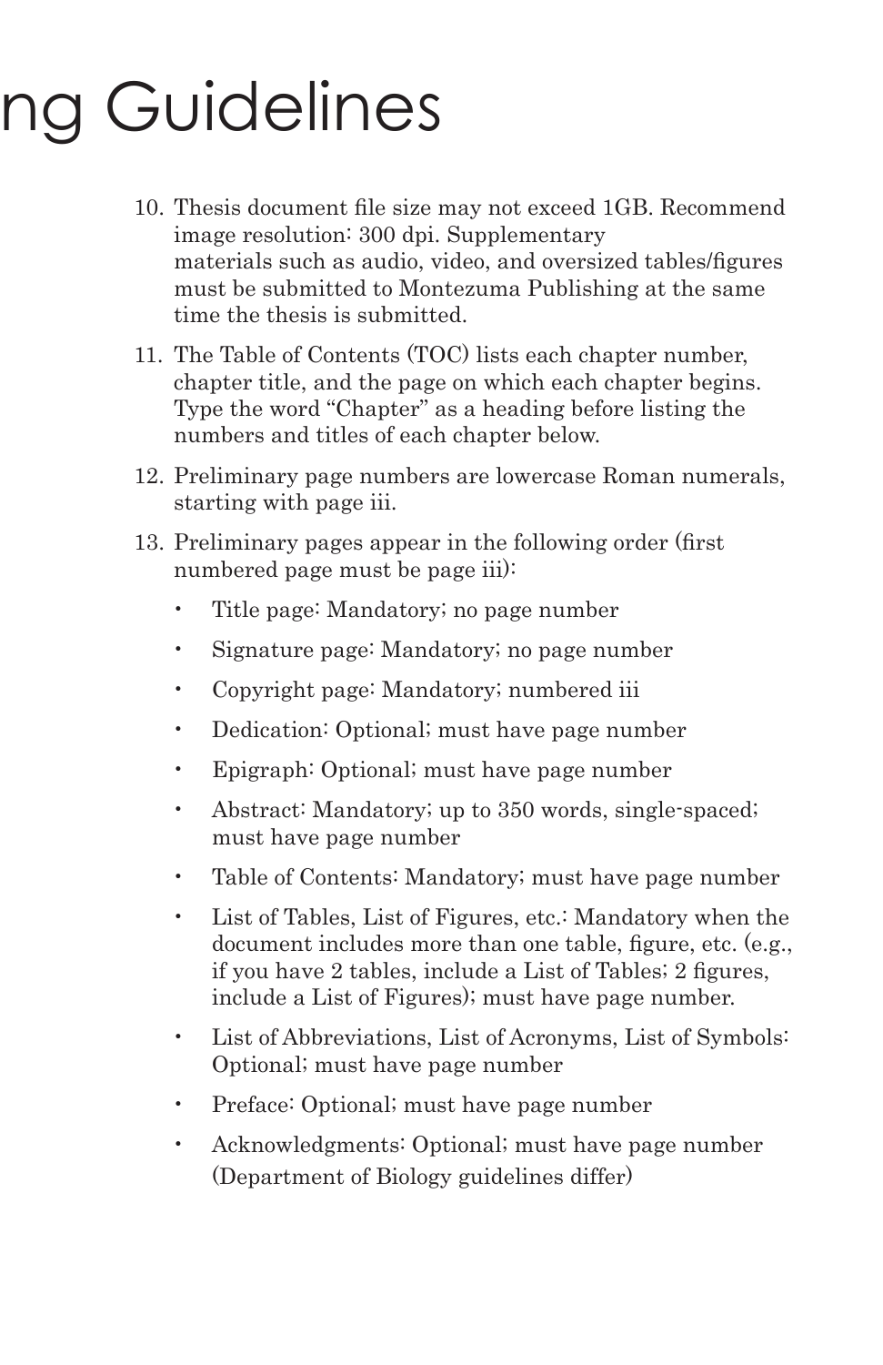# ng Guidelines

10. Thesis document file size may not exceed 1GB. Recommend image resolution: 300 dpi. Supplementary materials such as audio, video, and oversized tables/figures must be submitted to Montezuma Publishing at the same time the thesis is submitted.

11. The Table of Contents (TOC) lists each chapter number, chapter title, and the page on which each chapter begins. Type the word “Chapter” as a heading before listing the numbers and titles of each chapter below.

12. Preliminary page numbers are lowercase Roman numerals, starting with page iii.

13. Preliminary pages appear in the following order (first numbered page must be page iii):

    - Title page: Mandatory; no page number
    - Signature page: Mandatory; no page number
    - Copyright page: Mandatory; numbered iii
    - Dedication: Optional; must have page number
    - Epigraph: Optional; must have page number
    - Abstract: Mandatory; up to 350 words, single-spaced; must have page number
    - Table of Contents: Mandatory; must have page number
    - List of Tables, List of Figures, etc.: Mandatory when the document includes more than one table, figure, etc. (e.g., if you have 2 tables, include a List of Tables; 2 figures, include a List of Figures); must have page number.
    - List of Abbreviations, List of Acronyms, List of Symbols: Optional; must have page number
    - Preface: Optional; must have page number
    - Acknowledgments: Optional; must have page number (Department of Biology guidelines differ)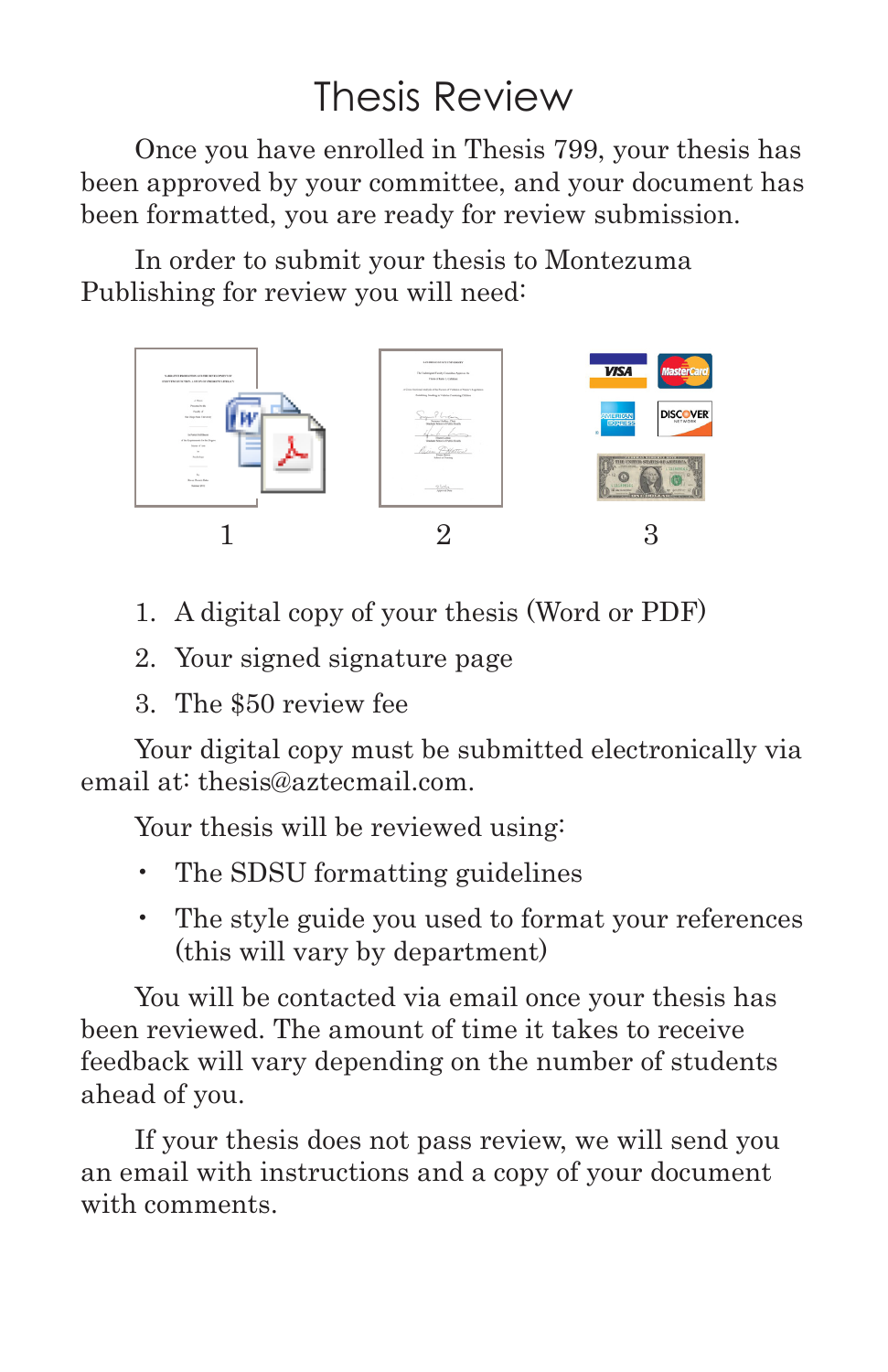# Thesis Review

Once you have enrolled in Thesis 799, your thesis has been approved by your committee, and your document has been formatted, you are ready for review submission.

In order to submit your thesis to Montezuma Publishing for review you will need:

1 2 3

1. A digital copy of your thesis (Word or PDF)
2. Your signed signature page
3. The $50 review fee

Your digital copy must be submitted electronically via email at: thesis@aztecmail.com.

Your thesis will be reviewed using:

- The SDSU formatting guidelines
- The style guide you used to format your references (this will vary by department)

You will be contacted via email once your thesis has been reviewed. The amount of time it takes to receive feedback will vary depending on the number of students ahead of you.

If your thesis does not pass review, we will send you an email with instructions and a copy of your document with comments.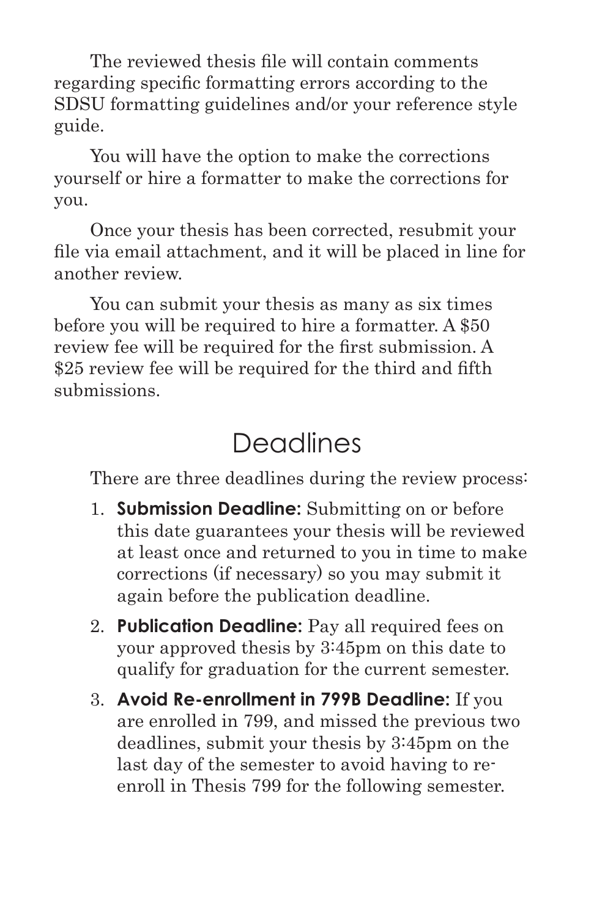The reviewed thesis file will contain comments regarding specific formatting errors according to the SDSU formatting guidelines and/or your reference style guide.

You will have the option to make the corrections yourself or hire a formatter to make the corrections for you.

Once your thesis has been corrected, resubmit your file via email attachment, and it will be placed in line for another review.

You can submit your thesis as many as six times before you will be required to hire a formatter. A $50 review fee will be required for the first submission. A $25 review fee will be required for the third and fifth submissions.

## Deadlines

There are three deadlines during the review process:

1. **Submission Deadline:** Submitting on or before this date guarantees your thesis will be reviewed at least once and returned to you in time to make corrections (if necessary) so you may submit it again before the publication deadline.
2. **Publication Deadline:** Pay all required fees on your approved thesis by 3:45pm on this date to qualify for graduation for the current semester.
3. **Avoid Re-enrollment in 799B Deadline:** If you are enrolled in 799, and missed the previous two deadlines, submit your thesis by 3:45pm on the last day of the semester to avoid having to re-enroll in Thesis 799 for the following semester.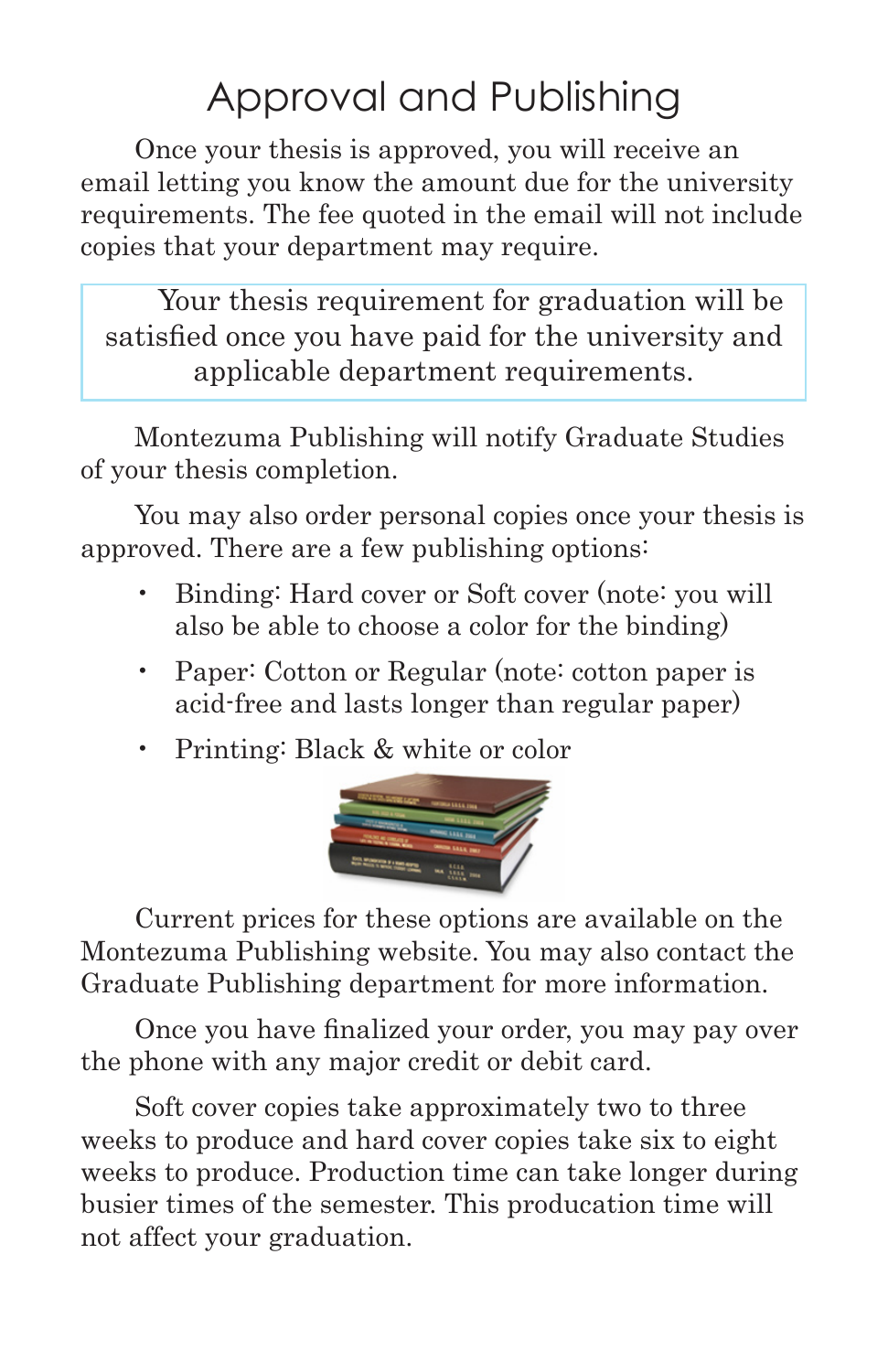# Approval and Publishing

Once your thesis is approved, you will receive an email letting you know the amount due for the university requirements. The fee quoted in the email will not include copies that your department may require.

> Your thesis requirement for graduation will be satisfied once you have paid for the university and applicable department requirements.

Montezuma Publishing will notify Graduate Studies of your thesis completion.

You may also order personal copies once your thesis is approved. There are a few publishing options:

- Binding: Hard cover or Soft cover (note: you will also be able to choose a color for the binding)
- Paper: Cotton or Regular (note: cotton paper is acid-free and lasts longer than regular paper)
- Printing: Black & white or color

Current prices for these options are available on the Montezuma Publishing website. You may also contact the Graduate Publishing department for more information.

Once you have finalized your order, you may pay over the phone with any major credit or debit card.

Soft cover copies take approximately two to three weeks to produce and hard cover copies take six to eight weeks to produce. Production time can take longer during busier times of the semester. This producation time will not affect your graduation.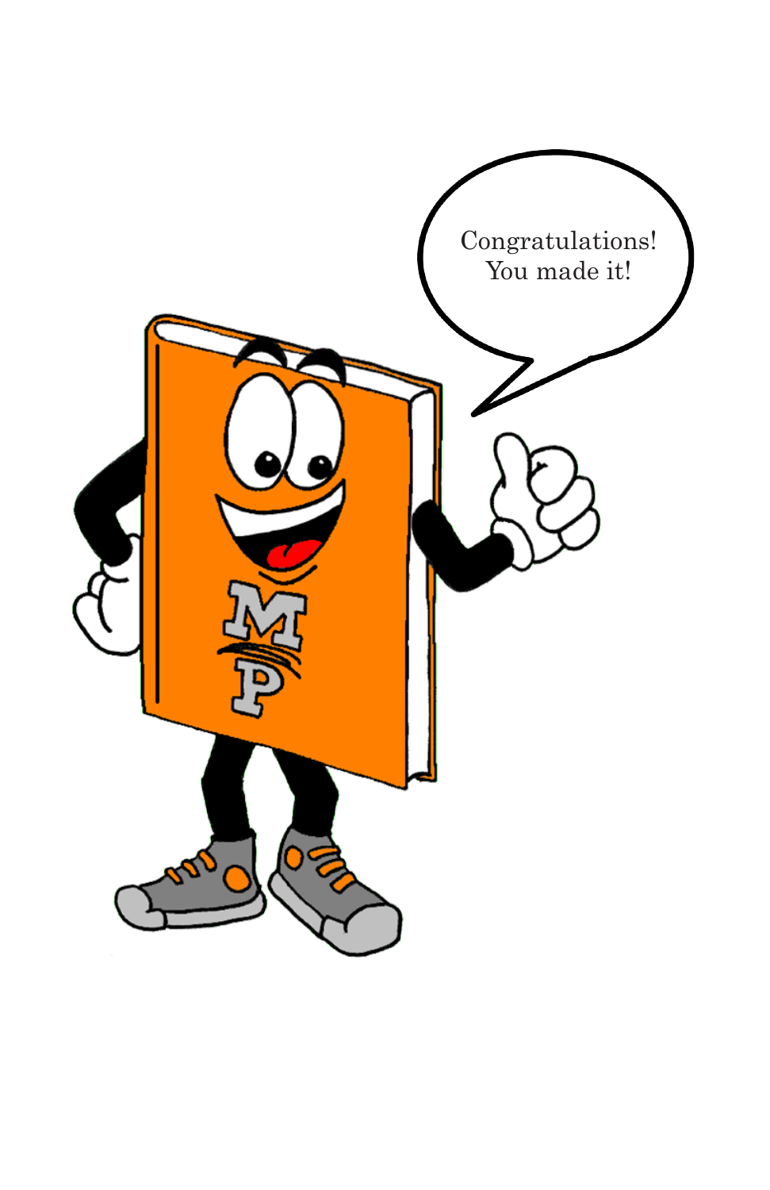Congratulations!
You made it!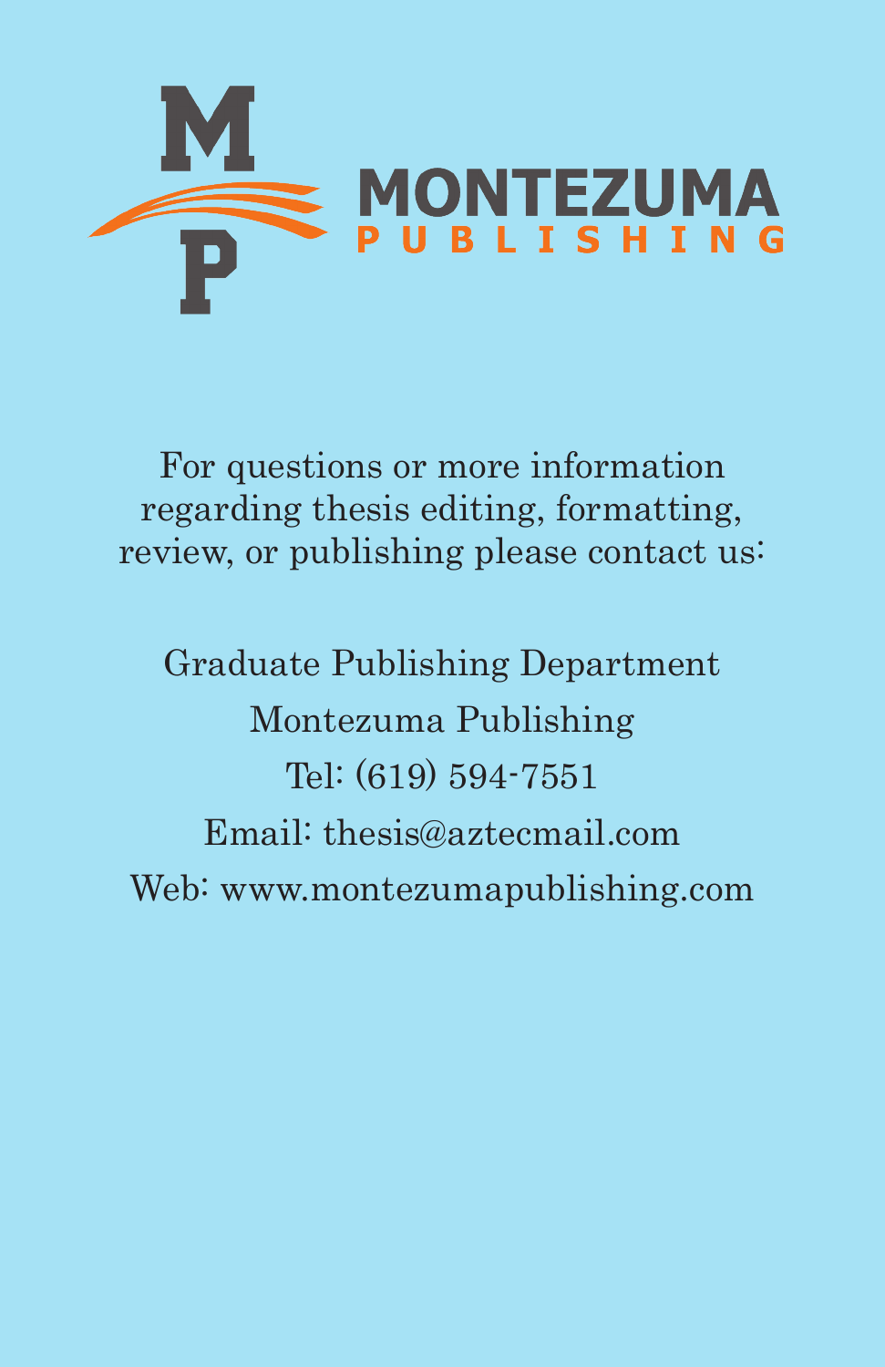MONTEZUMA PUBLISHING

For questions or more information regarding thesis editing, formatting, review, or publishing please contact us:

Graduate Publishing Department  
Montezuma Publishing  
Tel: (619) 594-7551  
Email: thesis@aztecmail.com  
Web: www.montezumapublishing.com